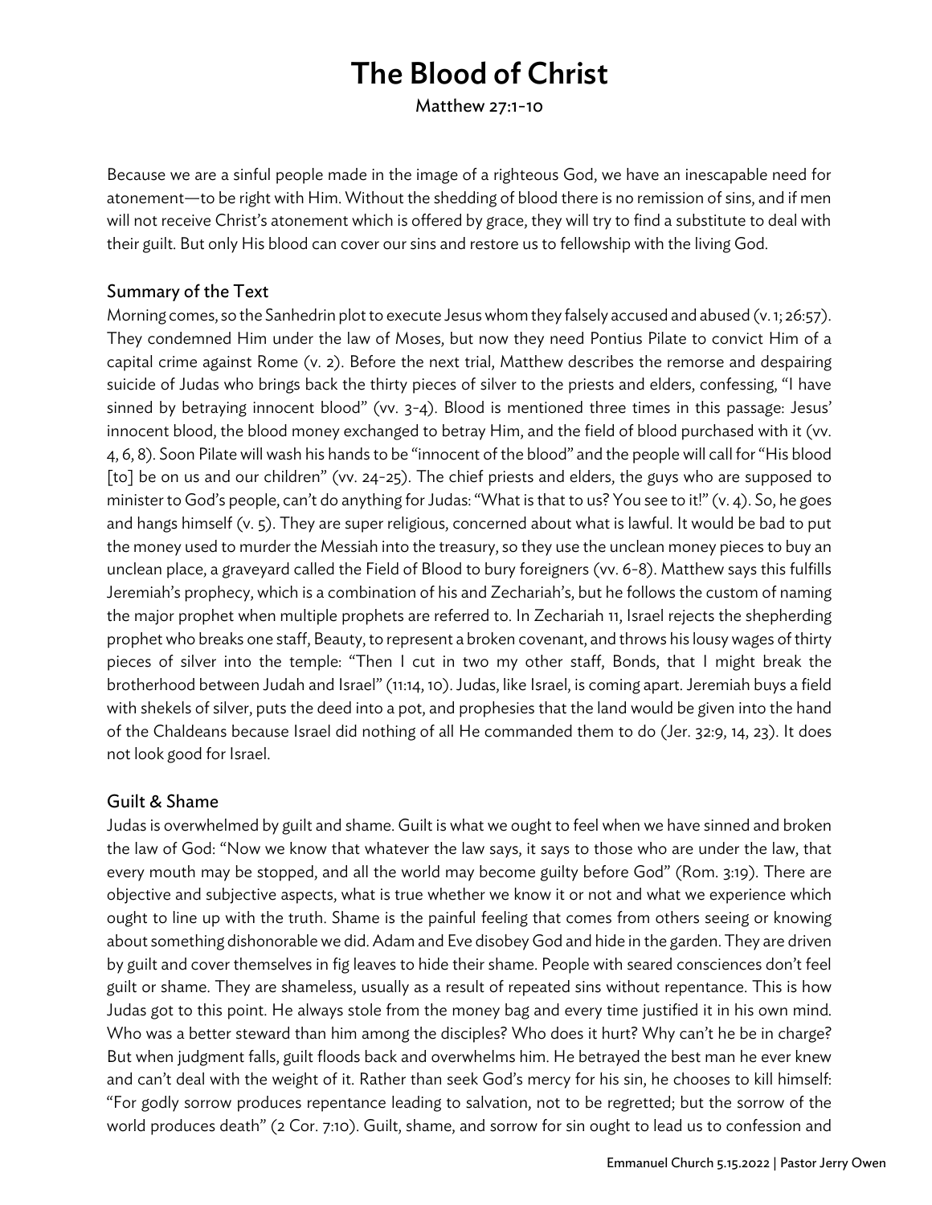# The Blood of Christ

Matthew 27:1-10

Because we are a sinful people made in the image of a righteous God, we have an inescapable need for atonement—to be right with Him. Without the shedding of blood there is no remission of sins, and if men will not receive Christ's atonement which is offered by grace, they will try to find a substitute to deal with their guilt. But only His blood can cover our sins and restore us to fellowship with the living God.

## Summary of the Text

Morning comes, so the Sanhedrin plot to execute Jesus whom they falsely accused and abused (v. 1; 26:57). They condemned Him under the law of Moses, but now they need Pontius Pilate to convict Him of a capital crime against Rome (v. 2). Before the next trial, Matthew describes the remorse and despairing suicide of Judas who brings back the thirty pieces of silver to the priests and elders, confessing, "I have sinned by betraying innocent blood" (vv. 3-4). Blood is mentioned three times in this passage: Jesus' innocent blood, the blood money exchanged to betray Him, and the field of blood purchased with it (vv. 4, 6, 8). Soon Pilate will wash his hands to be "innocent of the blood" and the people will call for "His blood [to] be on us and our children" (vv. 24-25). The chief priests and elders, the guys who are supposed to minister to God's people, can't do anything for Judas: "What is that to us? You see to it!" (v. 4). So, he goes and hangs himself (v. 5). They are super religious, concerned about what is lawful. It would be bad to put the money used to murder the Messiah into the treasury, so they use the unclean money pieces to buy an unclean place, a graveyard called the Field of Blood to bury foreigners (vv. 6-8). Matthew says this fulfills Jeremiah's prophecy, which is a combination of his and Zechariah's, but he follows the custom of naming the major prophet when multiple prophets are referred to. In Zechariah 11, Israel rejects the shepherding prophet who breaks one staff, Beauty, to represent a broken covenant, and throws his lousy wages of thirty pieces of silver into the temple: "Then I cut in two my other staff, Bonds, that I might break the brotherhood between Judah and Israel" (11:14, 10). Judas, like Israel, is coming apart. Jeremiah buys a field with shekels of silver, puts the deed into a pot, and prophesies that the land would be given into the hand of the Chaldeans because Israel did nothing of all He commanded them to do (Jer. 32:9, 14, 23). It does not look good for Israel.

## Guilt & Shame

Judas is overwhelmed by guilt and shame. Guilt is what we ought to feel when we have sinned and broken the law of God: "Now we know that whatever the law says, it says to those who are under the law, that every mouth may be stopped, and all the world may become guilty before God" (Rom. 3:19). There are objective and subjective aspects, what is true whether we know it or not and what we experience which ought to line up with the truth. Shame is the painful feeling that comes from others seeing or knowing about something dishonorable we did. Adam and Eve disobey God and hide in the garden. They are driven by guilt and cover themselves in fig leaves to hide their shame. People with seared consciences don't feel guilt or shame. They are shameless, usually as a result of repeated sins without repentance. This is how Judas got to this point. He always stole from the money bag and every time justified it in his own mind. Who was a better steward than him among the disciples? Who does it hurt? Why can't he be in charge? But when judgment falls, guilt floods back and overwhelms him. He betrayed the best man he ever knew and can't deal with the weight of it. Rather than seek God's mercy for his sin, he chooses to kill himself: "For godly sorrow produces repentance leading to salvation, not to be regretted; but the sorrow of the world produces death" (2 Cor. 7:10). Guilt, shame, and sorrow for sin ought to lead us to confession and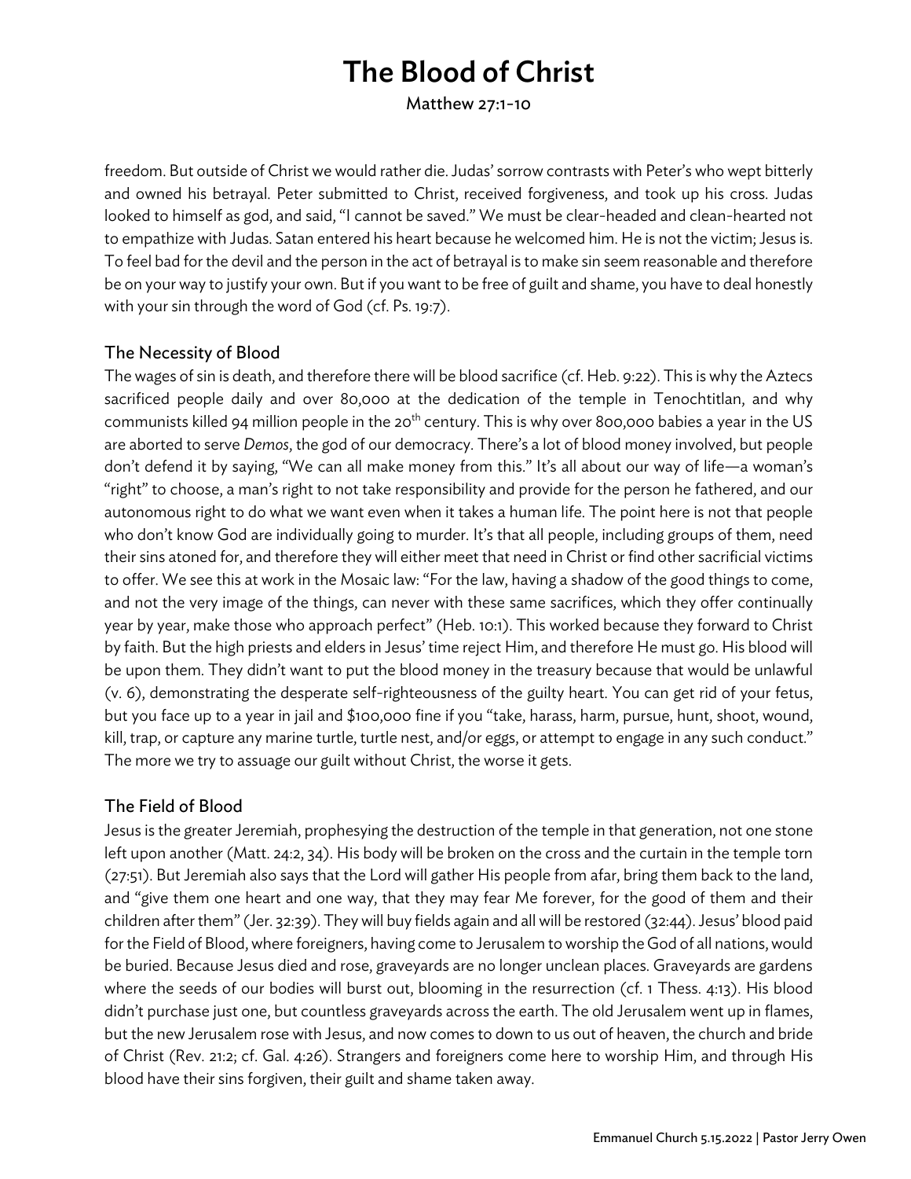freedom. But outside of Christ we would rather die. Judas' sorrow contrasts with Peter's who wept bitterly and owned his betrayal. Peter submitted to Christ, received forgiveness, and took up his cross. Judas looked to himself as god, and said, "I cannot be saved." We must be clear-headed and clean-hearted not to empathize with Judas. Satan entered his heart because he welcomed him. He is not the victim; Jesus is. To feel bad for the devil and the person in the act of betrayal is to make sin seem reasonable and therefore be on your way to justify your own. But if you want to be free of guilt and shame, you have to deal honestly with your sin through the word of God (cf. Ps. 19:7).

## The Necessity of Blood

The wages of sin is death, and therefore there will be blood sacrifice (cf. Heb. 9:22). This is why the Aztecs sacrificed people daily and over 80,000 at the dedication of the temple in Tenochtitlan, and why communists killed 94 million people in the 20th century. This is why over 800,000 babies a year in the US are aborted to serve *Demos*, the god of our democracy. There's a lot of blood money involved, but people don't defend it by saying, "We can all make money from this." It's all about our way of life—a woman's "right" to choose, a man's right to not take responsibility and provide for the person he fathered, and our autonomous right to do what we want even when it takes a human life. The point here is not that people who don't know God are individually going to murder. It's that all people, including groups of them, need their sins atoned for, and therefore they will either meet that need in Christ or find other sacrificial victims to offer. We see this at work in the Mosaic law: "For the law, having a shadow of the good things to come, and not the very image of the things, can never with these same sacrifices, which they offer continually year by year, make those who approach perfect" (Heb. 10:1). This worked because they forward to Christ by faith. But the high priests and elders in Jesus' time reject Him, and therefore He must go. His blood will be upon them. They didn't want to put the blood money in the treasury because that would be unlawful (v. 6), demonstrating the desperate self-righteousness of the guilty heart. You can get rid of your fetus, but you face up to a year in jail and $100,000 fine if you "take, harass, harm, pursue, hunt, shoot, wound, kill, trap, or capture any marine turtle, turtle nest, and/or eggs, or attempt to engage in any such conduct." The more we try to assuage our guilt without Christ, the worse it gets.

## The Field of Blood

Jesus is the greater Jeremiah, prophesying the destruction of the temple in that generation, not one stone left upon another (Matt. 24:2, 34). His body will be broken on the cross and the curtain in the temple torn (27:51). But Jeremiah also says that the Lord will gather His people from afar, bring them back to the land, and "give them one heart and one way, that they may fear Me forever, for the good of them and their children after them" (Jer. 32:39). They will buy fields again and all will be restored (32:44). Jesus' blood paid for the Field of Blood, where foreigners, having come to Jerusalem to worship the God of all nations, would be buried. Because Jesus died and rose, graveyards are no longer unclean places. Graveyards are gardens where the seeds of our bodies will burst out, blooming in the resurrection (cf. 1 Thess. 4:13). His blood didn't purchase just one, but countless graveyards across the earth. The old Jerusalem went up in flames, but the new Jerusalem rose with Jesus, and now comes to down to us out of heaven, the church and bride of Christ (Rev. 21:2; cf. Gal. 4:26). Strangers and foreigners come here to worship Him, and through His blood have their sins forgiven, their guilt and shame taken away.